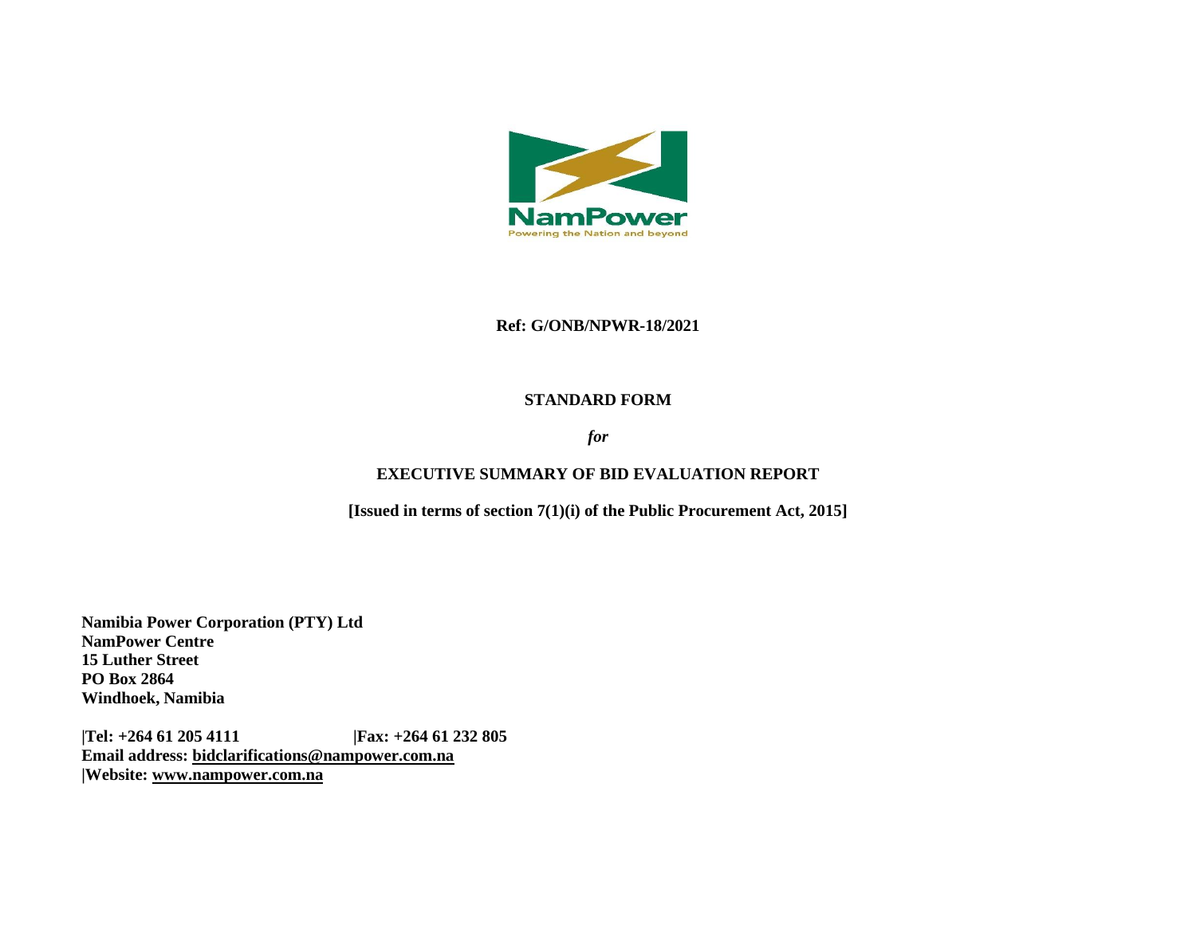NamPower

Powering the Nation and beyond

**Ref: G/ONB/NPWR-18/2021**

**STANDARD FORM**

***for***

**EXECUTIVE SUMMARY OF BID EVALUATION REPORT**

**[Issued in terms of section 7(1)(i) of the Public Procurement Act, 2015]**

**Namibia Power Corporation (PTY) Ltd**
**NamPower Centre**
**15 Luther Street**
**PO Box 2864**
**Windhoek, Namibia**

**|Tel: +264 61 205 4111 |Fax: +264 61 232 805**
**Email address: bidclarifications@nampower.com.na**
**|Website: www.nampower.com.na**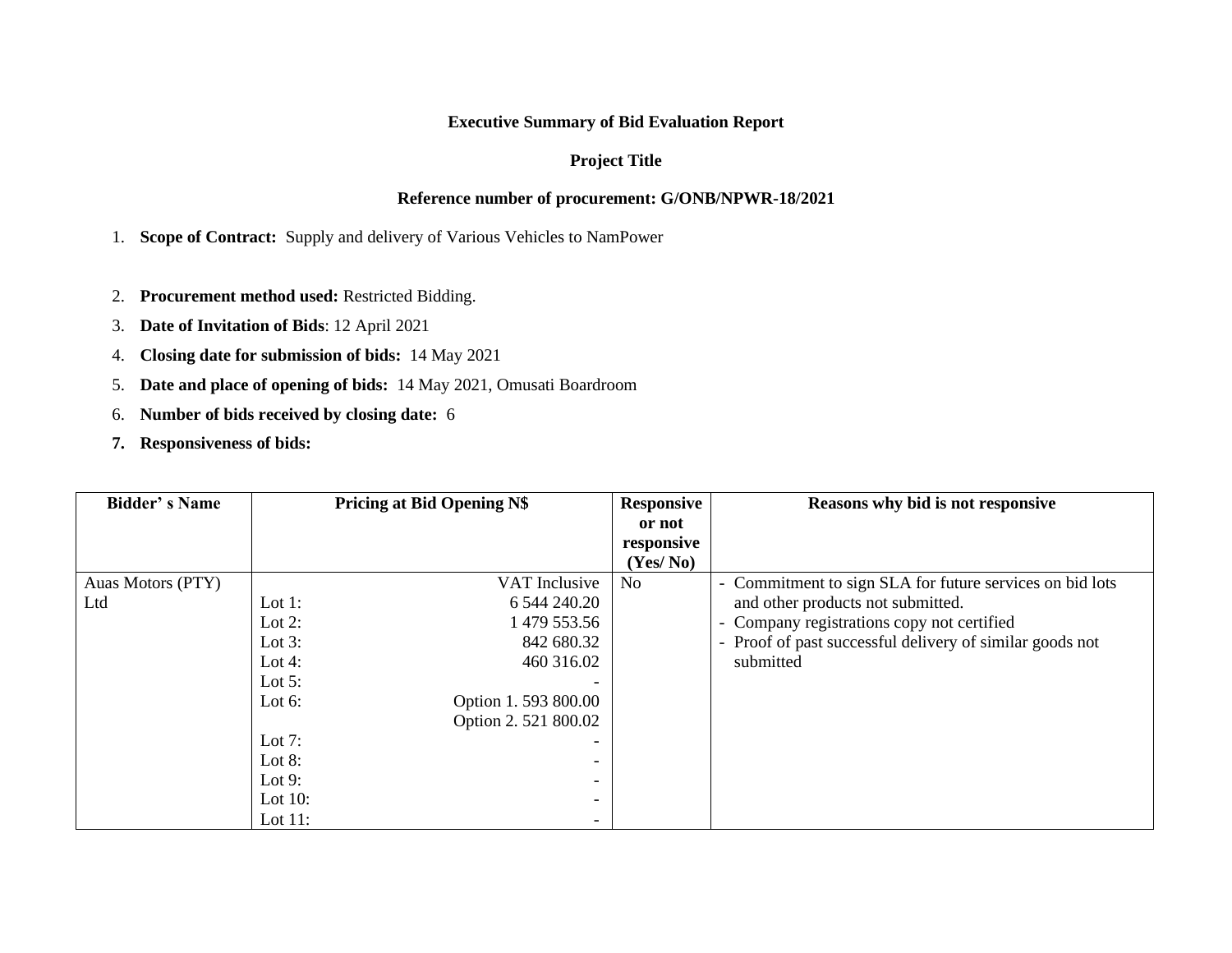**Executive Summary of Bid Evaluation Report**

**Project Title**

**Reference number of procurement: G/ONB/NPWR-18/2021**

1. **Scope of Contract:** Supply and delivery of Various Vehicles to NamPower

2. **Procurement method used:** Restricted Bidding.
3. **Date of Invitation of Bids**: 12 April 2021
4. **Closing date for submission of bids:** 14 May 2021
5. **Date and place of opening of bids:** 14 May 2021, Omusati Boardroom
6. **Number of bids received by closing date:** 6
7. **Responsiveness of bids:**

| Bidder' s Name | Pricing at Bid Opening N$ | Responsive or not responsive (Yes/ No) | Reasons why bid is not responsive |
|---|---|---|---|
| Auas Motors (PTY) Ltd | VAT Inclusive<br>Lot 1: 6 544 240.20<br>Lot 2: 1 479 553.56<br>Lot 3: 842 680.32<br>Lot 4: 460 316.02<br>Lot 5: -<br>Lot 6: Option 1. 593 800.00<br>Option 2. 521 800.02<br>Lot 7: -<br>Lot 8: -<br>Lot 9: -<br>Lot 10: -<br>Lot 11: - | No | - Commitment to sign SLA for future services on bid lots and other products not submitted.<br>- Company registrations copy not certified<br>- Proof of past successful delivery of similar goods not submitted |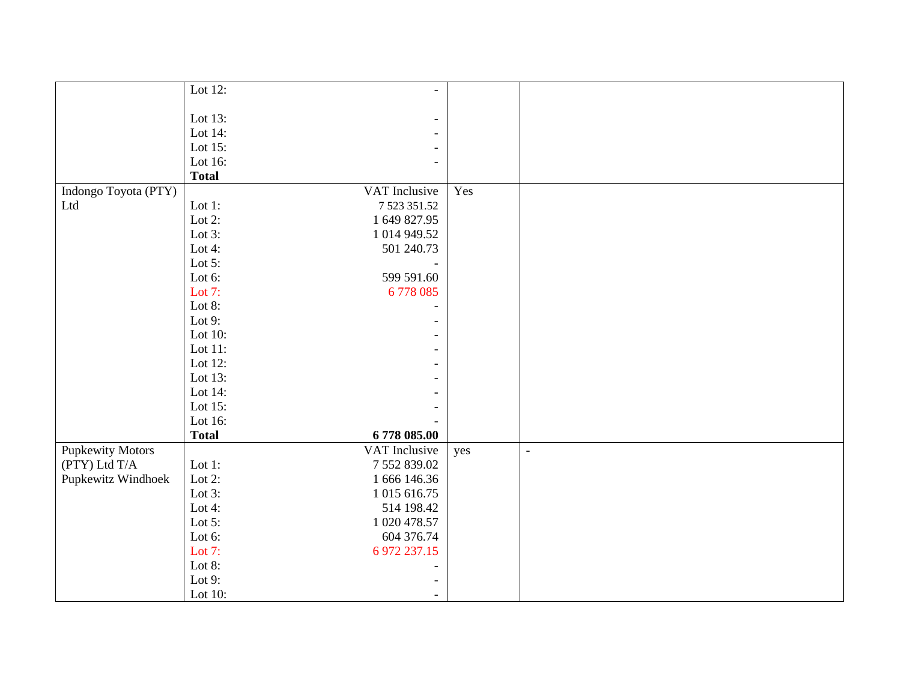| | | | |
|---|---|---|---|
| | Lot 12: - <br><br> Lot 13: - <br> Lot 14: - <br> Lot 15: - <br> Lot 16: - <br> **Total** | | |
| Indongo Toyota (PTY) Ltd | VAT Inclusive <br> Lot 1: 7 523 351.52 <br> Lot 2: 1 649 827.95 <br> Lot 3: 1 014 949.52 <br> Lot 4: 501 240.73 <br> Lot 5: - <br> Lot 6: 599 591.60 <br> Lot 7: 6 778 085 <br> Lot 8: - <br> Lot 9: - <br> Lot 10: - <br> Lot 11: - <br> Lot 12: - <br> Lot 13: - <br> Lot 14: - <br> Lot 15: - <br> Lot 16: - <br> **Total 6 778 085.00** | Yes | |
| Pupkewity Motors (PTY) Ltd T/A Pupkewitz Windhoek | VAT Inclusive <br> Lot 1: 7 552 839.02 <br> Lot 2: 1 666 146.36 <br> Lot 3: 1 015 616.75 <br> Lot 4: 514 198.42 <br> Lot 5: 1 020 478.57 <br> Lot 6: 604 376.74 <br> Lot 7: 6 972 237.15 <br> Lot 8: - <br> Lot 9: - <br> Lot 10: - | yes | - |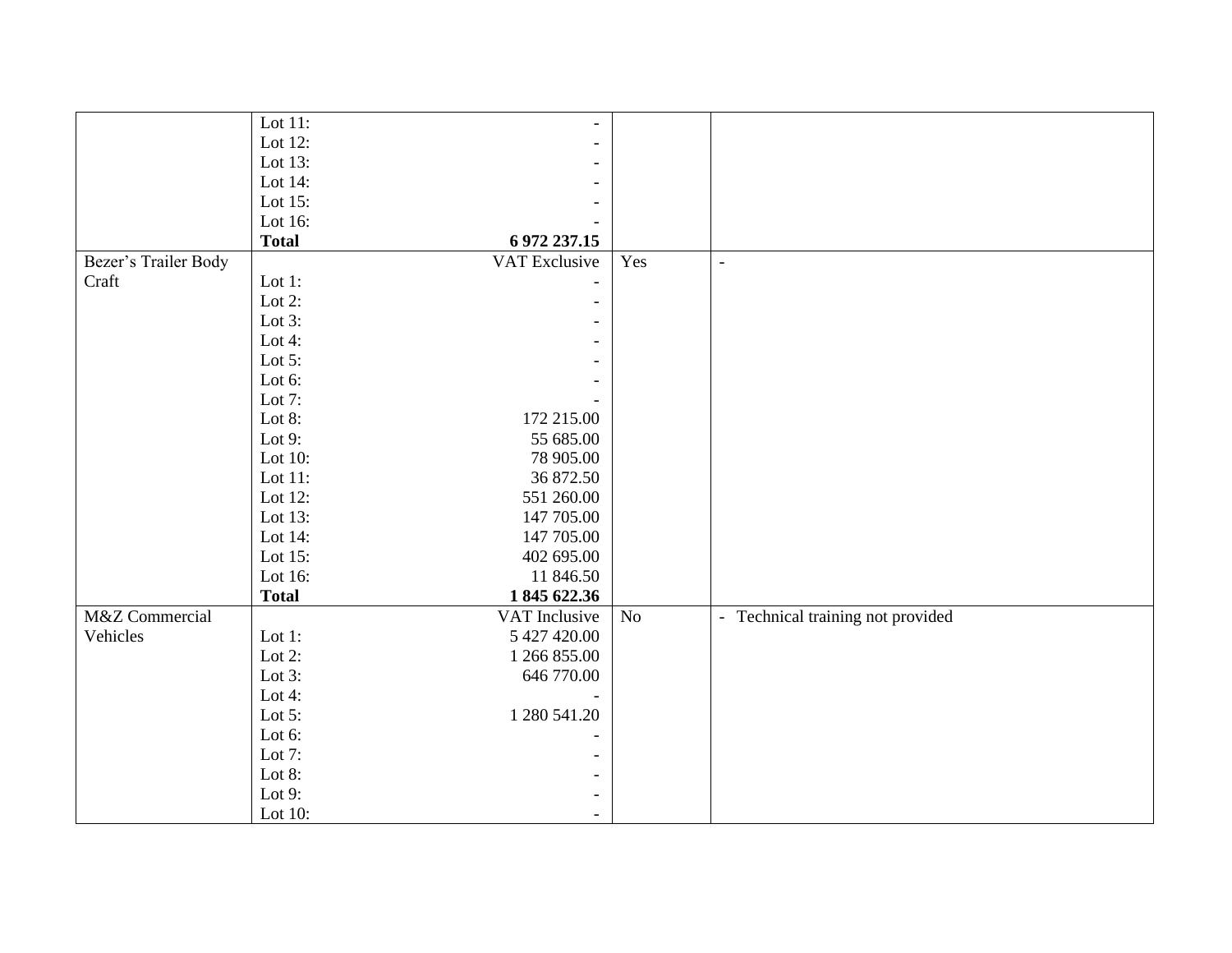| | | | |
|---|---|---|---|
| | Lot 11: - <br> Lot 12: - <br> Lot 13: - <br> Lot 14: - <br> Lot 15: - <br> Lot 16: - <br> **Total** **6 972 237.15** | | |
| Bezer's Trailer Body Craft | VAT Exclusive <br> Lot 1: - <br> Lot 2: - <br> Lot 3: - <br> Lot 4: - <br> Lot 5: - <br> Lot 6: - <br> Lot 7: - <br> Lot 8: 172 215.00 <br> Lot 9: 55 685.00 <br> Lot 10: 78 905.00 <br> Lot 11: 36 872.50 <br> Lot 12: 551 260.00 <br> Lot 13: 147 705.00 <br> Lot 14: 147 705.00 <br> Lot 15: 402 695.00 <br> Lot 16: 11 846.50 <br> **Total** **1 845 622.36** | Yes | - |
| M&Z Commercial Vehicles | VAT Inclusive <br> Lot 1: 5 427 420.00 <br> Lot 2: 1 266 855.00 <br> Lot 3: 646 770.00 <br> Lot 4: - <br> Lot 5: 1 280 541.20 <br> Lot 6: - <br> Lot 7: - <br> Lot 8: - <br> Lot 9: - <br> Lot 10: - | No | - Technical training not provided |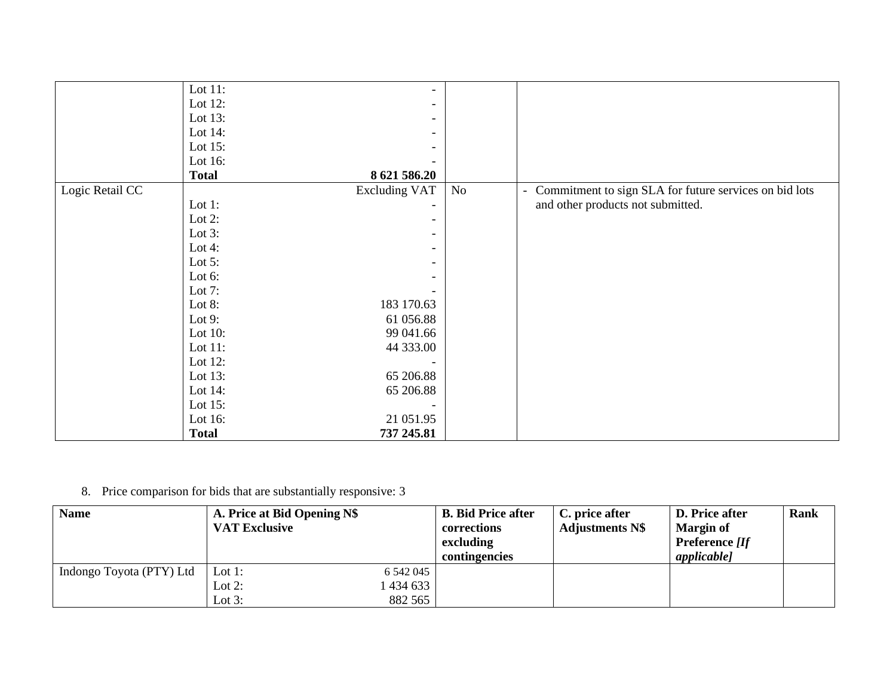| | | | | |
|---|---|---|---|---|
| | Lot 11: | - | | |
| | Lot 12: | - | | |
| | Lot 13: | - | | |
| | Lot 14: | - | | |
| | Lot 15: | - | | |
| | Lot 16: | - | | |
| | **Total** | **8 621 586.20** | | |
| Logic Retail CC | | Excluding VAT | No | - Commitment to sign SLA for future services on bid lots and other products not submitted. |
| | Lot 1: | - | | |
| | Lot 2: | - | | |
| | Lot 3: | - | | |
| | Lot 4: | - | | |
| | Lot 5: | - | | |
| | Lot 6: | - | | |
| | Lot 7: | - | | |
| | Lot 8: | 183 170.63 | | |
| | Lot 9: | 61 056.88 | | |
| | Lot 10: | 99 041.66 | | |
| | Lot 11: | 44 333.00 | | |
| | Lot 12: | - | | |
| | Lot 13: | 65 206.88 | | |
| | Lot 14: | 65 206.88 | | |
| | Lot 15: | - | | |
| | Lot 16: | 21 051.95 | | |
| | **Total** | **737 245.81** | | |

8. Price comparison for bids that are substantially responsive: 3

| **Name** | **A. Price at Bid Opening N$ VAT Exclusive** | | **B. Bid Price after corrections excluding contingencies** | **C. price after Adjustments N$** | **D. Price after Margin of Preference *[If applicable]*** | **Rank** |
|---|---|---|---|---|---|---|
| Indongo Toyota (PTY) Ltd | Lot 1: | 6 542 045 | | | | |
| | Lot 2: | 1 434 633 | | | | |
| | Lot 3: | 882 565 | | | | |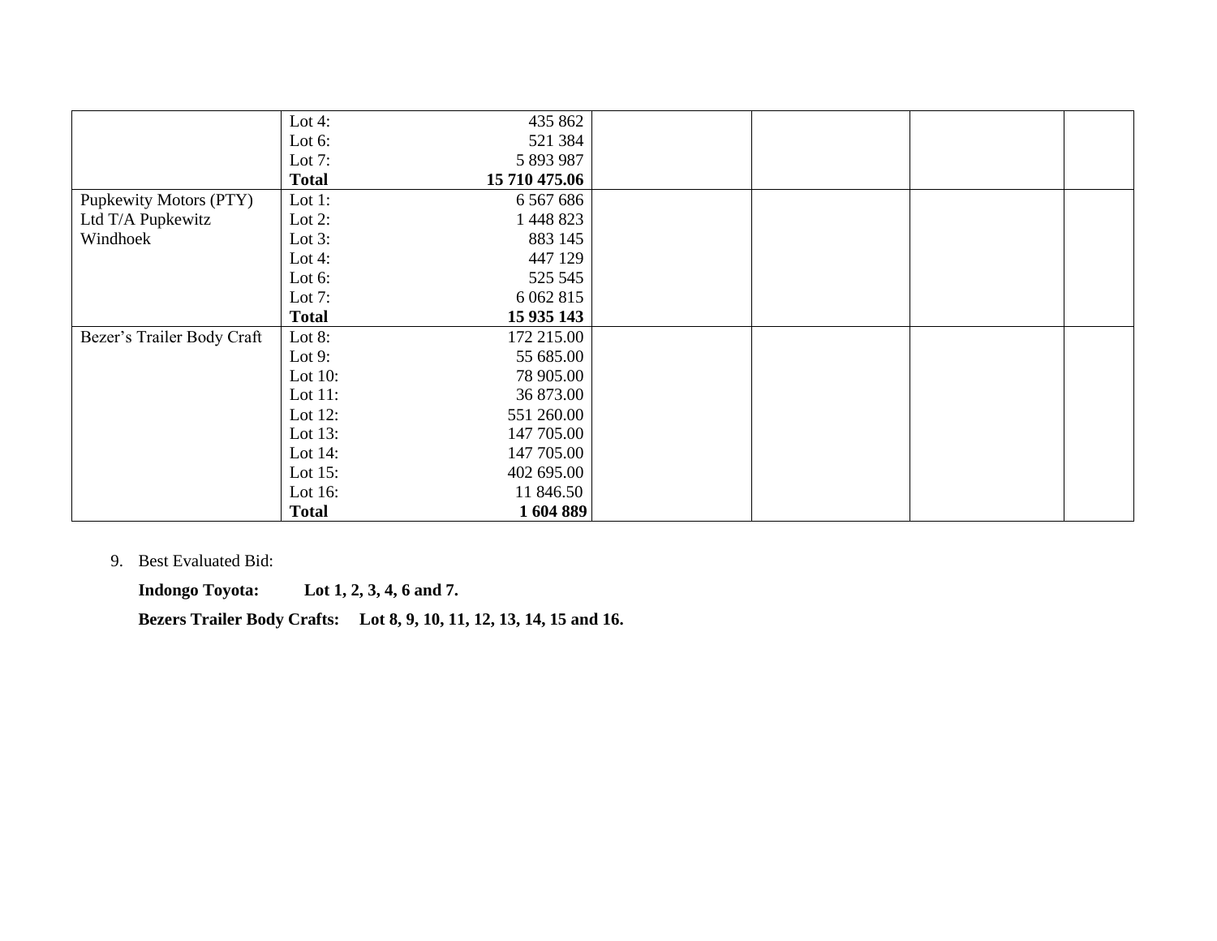| | | | | | | |
|---|---|---|---|---|---|---|
| | Lot 4: | 435 862 | | | | |
| | Lot 6: | 521 384 | | | | |
| | Lot 7: | 5 893 987 | | | | |
| | **Total** | **15 710 475.06** | | | | |
| Pupkewity Motors (PTY) Ltd T/A Pupkewitz Windhoek | Lot 1: | 6 567 686 | | | | |
| | Lot 2: | 1 448 823 | | | | |
| | Lot 3: | 883 145 | | | | |
| | Lot 4: | 447 129 | | | | |
| | Lot 6: | 525 545 | | | | |
| | Lot 7: | 6 062 815 | | | | |
| | **Total** | **15 935 143** | | | | |
| Bezer's Trailer Body Craft | Lot 8: | 172 215.00 | | | | |
| | Lot 9: | 55 685.00 | | | | |
| | Lot 10: | 78 905.00 | | | | |
| | Lot 11: | 36 873.00 | | | | |
| | Lot 12: | 551 260.00 | | | | |
| | Lot 13: | 147 705.00 | | | | |
| | Lot 14: | 147 705.00 | | | | |
| | Lot 15: | 402 695.00 | | | | |
| | Lot 16: | 11 846.50 | | | | |
| | **Total** | **1 604 889** | | | | |

9. Best Evaluated Bid:

   **Indongo Toyota:** **Lot 1, 2, 3, 4, 6 and 7.**

   **Bezers Trailer Body Crafts:** **Lot 8, 9, 10, 11, 12, 13, 14, 15 and 16.**